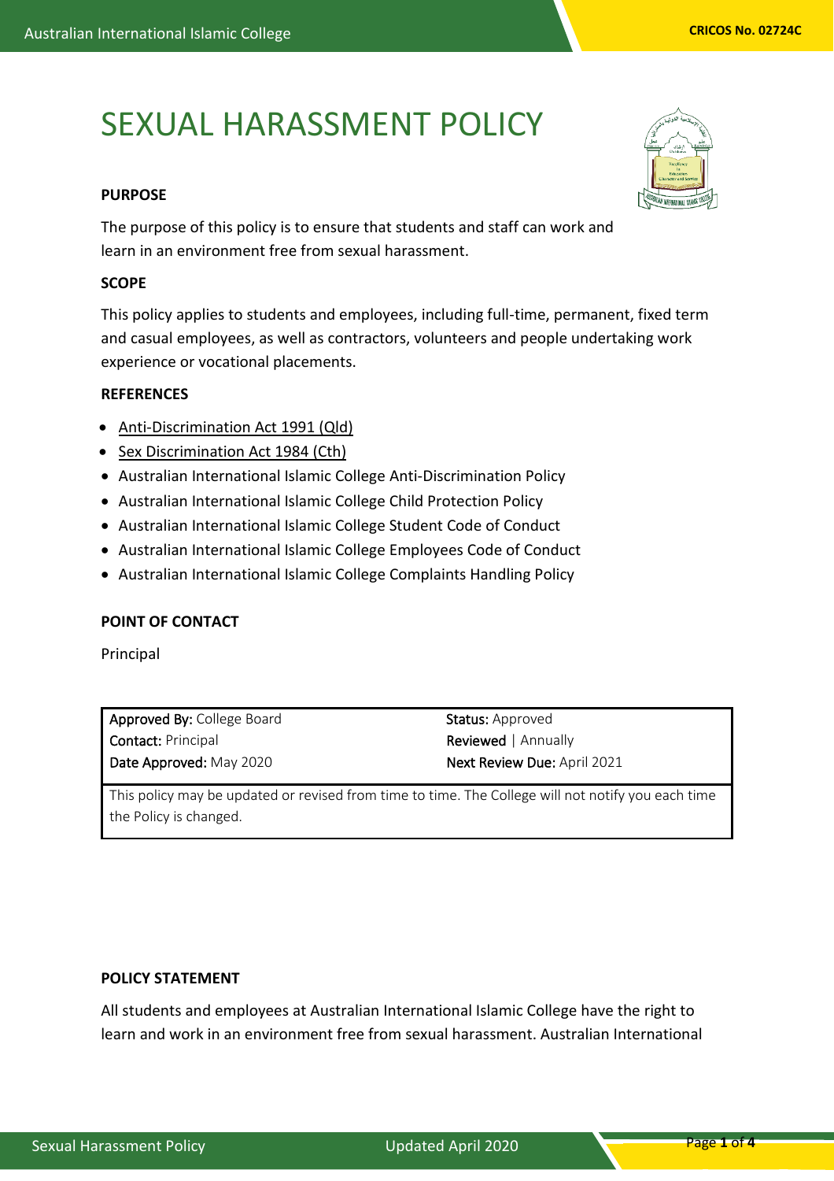# SEXUAL HARASSMENT POLICY

**PURPOSE**

The purpose of this policy is to ensure that students and staff can work and learn in an environment free from sexual harassment.

**SCOPE**

This policy applies to students and employees, including full-time, permanent, fixed term and casual employees, as well as contractors, volunteers and people undertaking work experience or vocational placements.

**REFERENCES**

- Anti-Discrimination Act 1991 (Qld)
- Sex Discrimination Act 1984 (Cth)
- Australian International Islamic College Anti-Discrimination Policy
- Australian International Islamic College Child Protection Policy
- Australian International Islamic College Student Code of Conduct
- Australian International Islamic College Employees Code of Conduct
- Australian International Islamic College Complaints Handling Policy

**POINT OF CONTACT**

Principal

| | |
|---|---|
| **Approved By:** College Board | **Status:** Approved |
| **Contact:** Principal | **Reviewed** \| Annually |
| **Date Approved:** May 2020 | **Next Review Due:** April 2021 |
| This policy may be updated or revised from time to time. The College will not notify you each time the Policy is changed. | |

**POLICY STATEMENT**

All students and employees at Australian International Islamic College have the right to learn and work in an environment free from sexual harassment. Australian International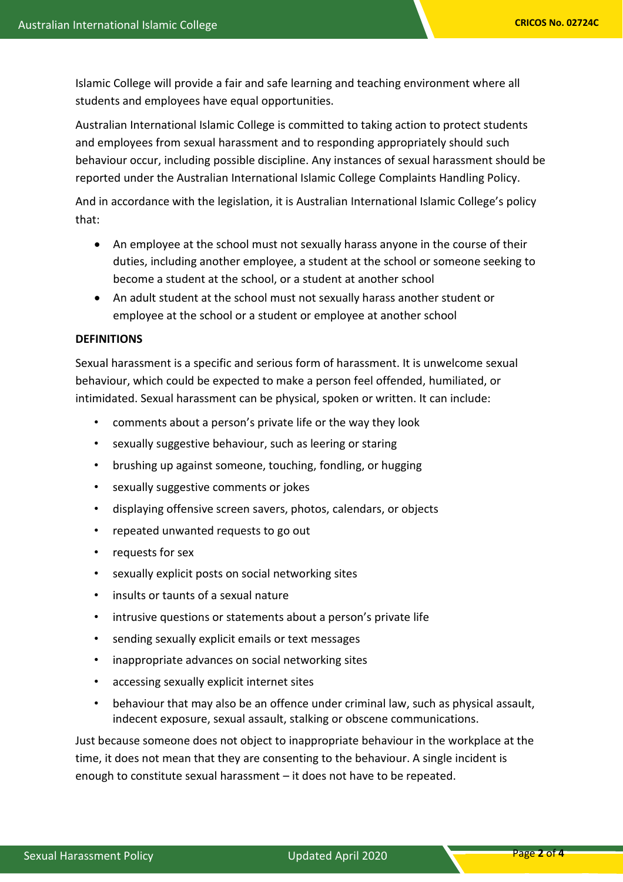Islamic College will provide a fair and safe learning and teaching environment where all students and employees have equal opportunities.

Australian International Islamic College is committed to taking action to protect students and employees from sexual harassment and to responding appropriately should such behaviour occur, including possible discipline. Any instances of sexual harassment should be reported under the Australian International Islamic College Complaints Handling Policy.

And in accordance with the legislation, it is Australian International Islamic College's policy that:

- An employee at the school must not sexually harass anyone in the course of their duties, including another employee, a student at the school or someone seeking to become a student at the school, or a student at another school
- An adult student at the school must not sexually harass another student or employee at the school or a student or employee at another school

**DEFINITIONS**

Sexual harassment is a specific and serious form of harassment. It is unwelcome sexual behaviour, which could be expected to make a person feel offended, humiliated, or intimidated. Sexual harassment can be physical, spoken or written. It can include:

- comments about a person's private life or the way they look
- sexually suggestive behaviour, such as leering or staring
- brushing up against someone, touching, fondling, or hugging
- sexually suggestive comments or jokes
- displaying offensive screen savers, photos, calendars, or objects
- repeated unwanted requests to go out
- requests for sex
- sexually explicit posts on social networking sites
- insults or taunts of a sexual nature
- intrusive questions or statements about a person's private life
- sending sexually explicit emails or text messages
- inappropriate advances on social networking sites
- accessing sexually explicit internet sites
- behaviour that may also be an offence under criminal law, such as physical assault, indecent exposure, sexual assault, stalking or obscene communications.

Just because someone does not object to inappropriate behaviour in the workplace at the time, it does not mean that they are consenting to the behaviour. A single incident is enough to constitute sexual harassment – it does not have to be repeated.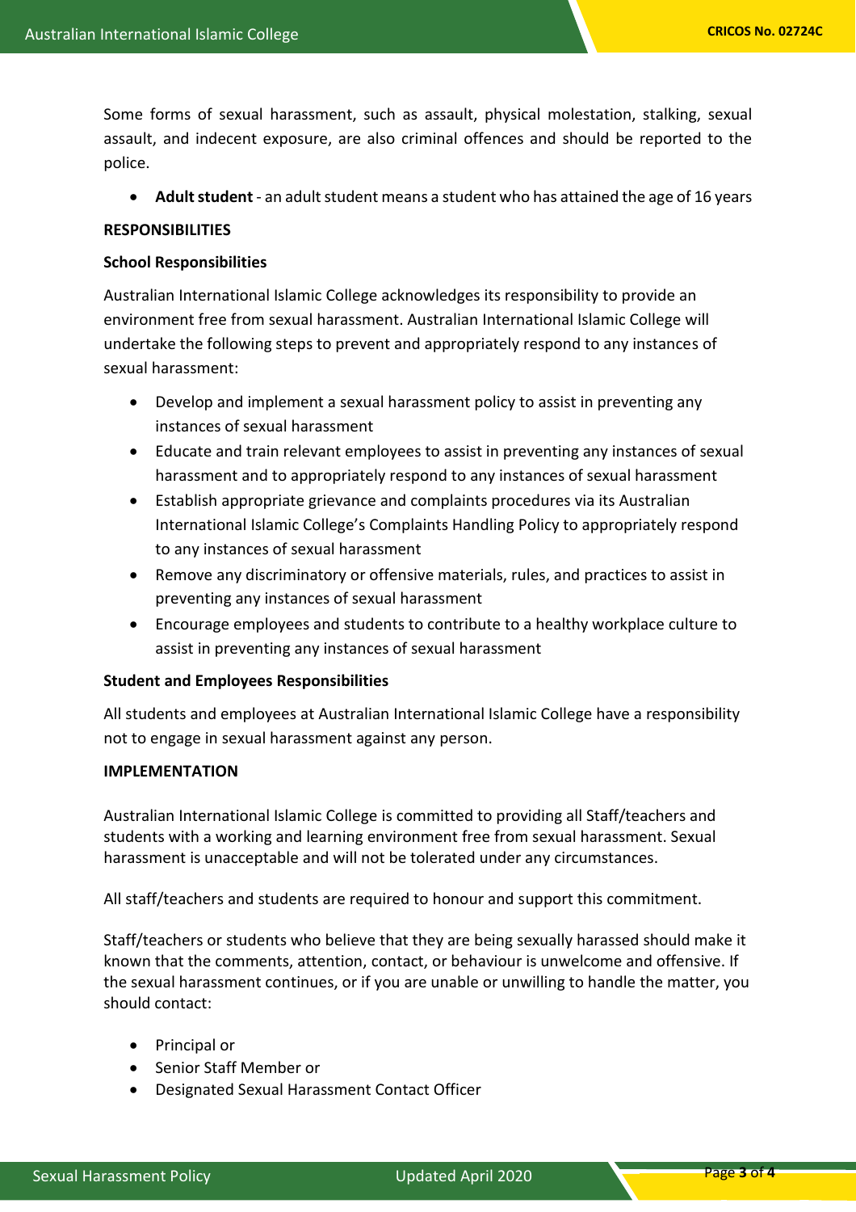Some forms of sexual harassment, such as assault, physical molestation, stalking, sexual assault, and indecent exposure, are also criminal offences and should be reported to the police.

- **Adult student** - an adult student means a student who has attained the age of 16 years

## RESPONSIBILITIES

### School Responsibilities

Australian International Islamic College acknowledges its responsibility to provide an environment free from sexual harassment. Australian International Islamic College will undertake the following steps to prevent and appropriately respond to any instances of sexual harassment:

- Develop and implement a sexual harassment policy to assist in preventing any instances of sexual harassment
- Educate and train relevant employees to assist in preventing any instances of sexual harassment and to appropriately respond to any instances of sexual harassment
- Establish appropriate grievance and complaints procedures via its Australian International Islamic College's Complaints Handling Policy to appropriately respond to any instances of sexual harassment
- Remove any discriminatory or offensive materials, rules, and practices to assist in preventing any instances of sexual harassment
- Encourage employees and students to contribute to a healthy workplace culture to assist in preventing any instances of sexual harassment

### Student and Employees Responsibilities

All students and employees at Australian International Islamic College have a responsibility not to engage in sexual harassment against any person.

## IMPLEMENTATION

Australian International Islamic College is committed to providing all Staff/teachers and students with a working and learning environment free from sexual harassment. Sexual harassment is unacceptable and will not be tolerated under any circumstances.

All staff/teachers and students are required to honour and support this commitment.

Staff/teachers or students who believe that they are being sexually harassed should make it known that the comments, attention, contact, or behaviour is unwelcome and offensive. If the sexual harassment continues, or if you are unable or unwilling to handle the matter, you should contact:

- Principal or
- Senior Staff Member or
- Designated Sexual Harassment Contact Officer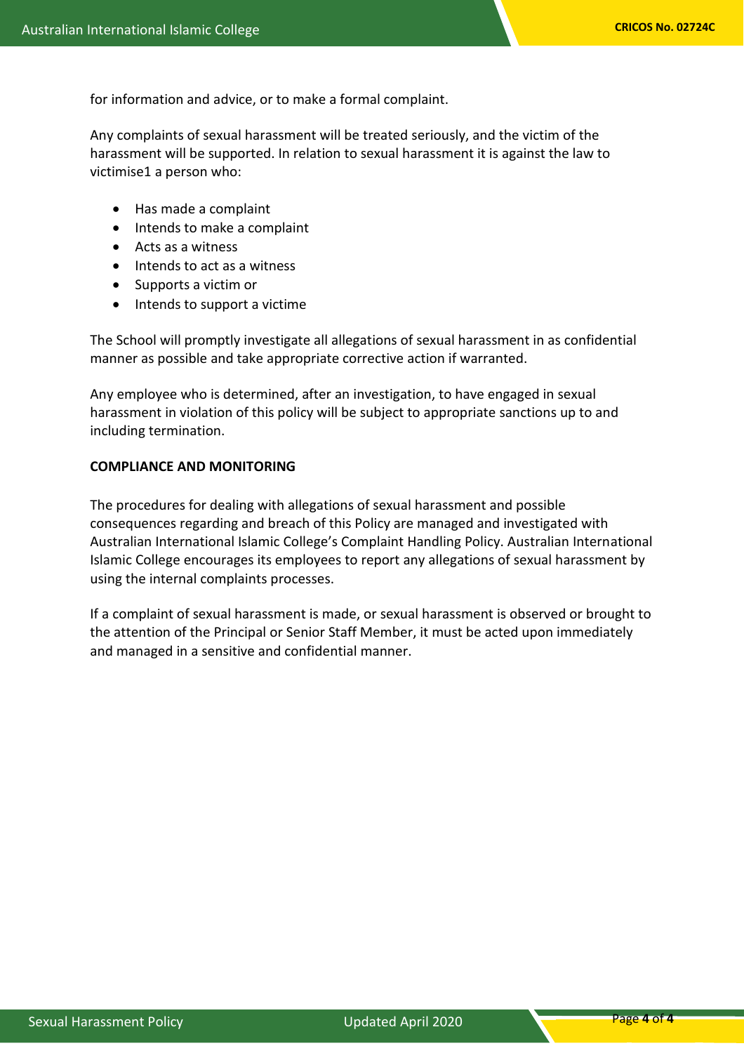for information and advice, or to make a formal complaint.

Any complaints of sexual harassment will be treated seriously, and the victim of the harassment will be supported. In relation to sexual harassment it is against the law to victimise1 a person who:

- Has made a complaint
- Intends to make a complaint
- Acts as a witness
- Intends to act as a witness
- Supports a victim or
- Intends to support a victime

The School will promptly investigate all allegations of sexual harassment in as confidential manner as possible and take appropriate corrective action if warranted.

Any employee who is determined, after an investigation, to have engaged in sexual harassment in violation of this policy will be subject to appropriate sanctions up to and including termination.

**COMPLIANCE AND MONITORING**

The procedures for dealing with allegations of sexual harassment and possible consequences regarding and breach of this Policy are managed and investigated with Australian International Islamic College's Complaint Handling Policy. Australian International Islamic College encourages its employees to report any allegations of sexual harassment by using the internal complaints processes.

If a complaint of sexual harassment is made, or sexual harassment is observed or brought to the attention of the Principal or Senior Staff Member, it must be acted upon immediately and managed in a sensitive and confidential manner.